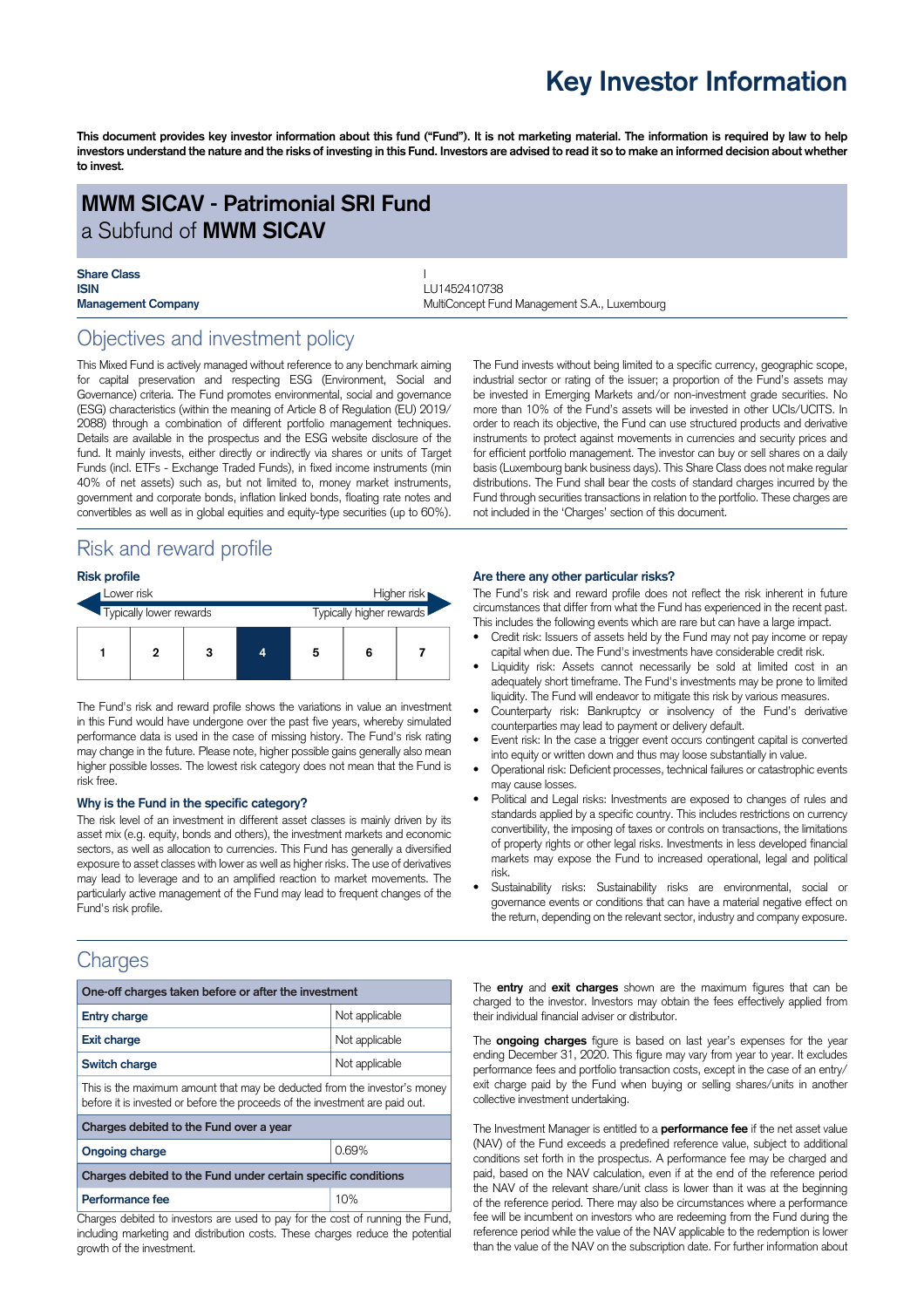# Key Investor Information

**This document provides key investor information about this fund ("Fund"). It is not marketing material. The information is required by law to help investors understand the nature and the risks of investing in this Fund. Investors are advised to read it so to make an informed decision about whether to invest.**

## MWM SICAV - Patrimonial SRI Fund
a Subfund of **MWM SICAV**

| | |
|---|---|
| **Share Class** | I |
| **ISIN** | LU1452410738 |
| **Management Company** | MultiConcept Fund Management S.A., Luxembourg |

## Objectives and investment policy

This Mixed Fund is actively managed without reference to any benchmark aiming for capital preservation and respecting ESG (Environment, Social and Governance) criteria. The Fund promotes environmental, social and governance (ESG) characteristics (within the meaning of Article 8 of Regulation (EU) 2019/2088) through a combination of different portfolio management techniques. Details are available in the prospectus and the ESG website disclosure of the fund. It mainly invests, either directly or indirectly via shares or units of Target Funds (incl. ETFs - Exchange Traded Funds), in fixed income instruments (min 40% of net assets) such as, but not limited to, money market instruments, government and corporate bonds, inflation linked bonds, floating rate notes and convertibles as well as in global equities and equity-type securities (up to 60%).

The Fund invests without being limited to a specific currency, geographic scope, industrial sector or rating of the issuer; a proportion of the Fund's assets may be invested in Emerging Markets and/or non-investment grade securities. No more than 10% of the Fund's assets will be invested in other UCIs/UCITS. In order to reach its objective, the Fund can use structured products and derivative instruments to protect against movements in currencies and security prices and for efficient portfolio management. The investor can buy or sell shares on a daily basis (Luxembourg bank business days). This Share Class does not make regular distributions. The Fund shall bear the costs of standard charges incurred by the Fund through securities transactions in relation to the portfolio. These charges are not included in the 'Charges' section of this document.

## Risk and reward profile

### Risk profile

Lower risk — Higher risk

Typically lower rewards — Typically higher rewards

| 1 | 2 | 3 | **4** | 5 | 6 | 7 |
|---|---|---|---|---|---|---|

The Fund's risk and reward profile shows the variations in value an investment in this Fund would have undergone over the past five years, whereby simulated performance data is used in the case of missing history. The Fund's risk rating may change in the future. Please note, higher possible gains generally also mean higher possible losses. The lowest risk category does not mean that the Fund is risk free.

### Why is the Fund in the specific category?

The risk level of an investment in different asset classes is mainly driven by its asset mix (e.g. equity, bonds and others), the investment markets and economic sectors, as well as allocation to currencies. This Fund has generally a diversified exposure to asset classes with lower as well as higher risks. The use of derivatives may lead to leverage and to an amplified reaction to market movements. The particularly active management of the Fund may lead to frequent changes of the Fund's risk profile.

### Are there any other particular risks?

The Fund's risk and reward profile does not reflect the risk inherent in future circumstances that differ from what the Fund has experienced in the recent past. This includes the following events which are rare but can have a large impact.

- Credit risk: Issuers of assets held by the Fund may not pay income or repay capital when due. The Fund's investments have considerable credit risk.
- Liquidity risk: Assets cannot necessarily be sold at limited cost in an adequately short timeframe. The Fund's investments may be prone to limited liquidity. The Fund will endeavor to mitigate this risk by various measures.
- Counterparty risk: Bankruptcy or insolvency of the Fund's derivative counterparties may lead to payment or delivery default.
- Event risk: In the case a trigger event occurs contingent capital is converted into equity or written down and thus may loose substantially in value.
- Operational risk: Deficient processes, technical failures or catastrophic events may cause losses.
- Political and Legal risks: Investments are exposed to changes of rules and standards applied by a specific country. This includes restrictions on currency convertibility, the imposing of taxes or controls on transactions, the limitations of property rights or other legal risks. Investments in less developed financial markets may expose the Fund to increased operational, legal and political risk.
- Sustainability risks: Sustainability risks are environmental, social or governance events or conditions that can have a material negative effect on the return, depending on the relevant sector, industry and company exposure.

## Charges

| **One-off charges taken before or after the investment** | |
|---|---|
| **Entry charge** | Not applicable |
| **Exit charge** | Not applicable |
| **Switch charge** | Not applicable |
| This is the maximum amount that may be deducted from the investor's money before it is invested or before the proceeds of the investment are paid out. | |
| **Charges debited to the Fund over a year** | |
| **Ongoing charge** | 0.69% |
| **Charges debited to the Fund under certain specific conditions** | |
| **Performance fee** | 10% |

Charges debited to investors are used to pay for the cost of running the Fund, including marketing and distribution costs. These charges reduce the potential growth of the investment.

The **entry** and **exit charges** shown are the maximum figures that can be charged to the investor. Investors may obtain the fees effectively applied from their individual financial adviser or distributor.

The **ongoing charges** figure is based on last year's expenses for the year ending December 31, 2020. This figure may vary from year to year. It excludes performance fees and portfolio transaction costs, except in the case of an entry/exit charge paid by the Fund when buying or selling shares/units in another collective investment undertaking.

The Investment Manager is entitled to a **performance fee** if the net asset value (NAV) of the Fund exceeds a predefined reference value, subject to additional conditions set forth in the prospectus. A performance fee may be charged and paid, based on the NAV calculation, even if at the end of the reference period the NAV of the relevant share/unit class is lower than it was at the beginning of the reference period. There may also be circumstances where a performance fee will be incumbent on investors who are redeeming from the Fund during the reference period while the value of the NAV applicable to the redemption is lower than the value of the NAV on the subscription date. For further information about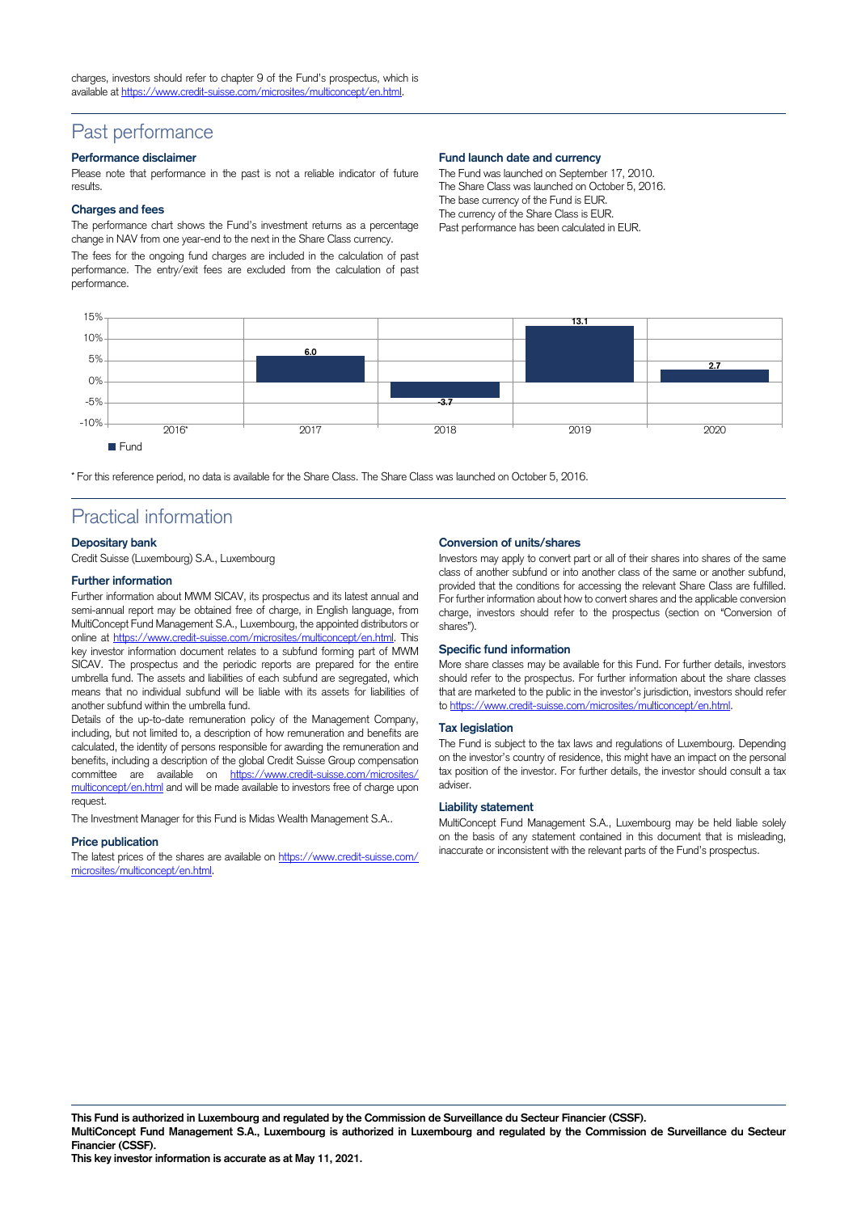charges, investors should refer to chapter 9 of the Fund's prospectus, which is available at https://www.credit-suisse.com/microsites/multiconcept/en.html.

## Past performance

### Performance disclaimer

Please note that performance in the past is not a reliable indicator of future results.

### Charges and fees

The performance chart shows the Fund's investment returns as a percentage change in NAV from one year-end to the next in the Share Class currency.

The fees for the ongoing fund charges are included in the calculation of past performance. The entry/exit fees are excluded from the calculation of past performance.

### Fund launch date and currency

The Fund was launched on September 17, 2010.
The Share Class was launched on October 5, 2016.
The base currency of the Fund is EUR.
The currency of the Share Class is EUR.
Past performance has been calculated in EUR.

15%
10%
5%
0%
-5%
-10%

2016*
2017: 6.0
2018: -3.7
2019: 13.1
2020: 2.7

Fund

\* For this reference period, no data is available for the Share Class. The Share Class was launched on October 5, 2016.

## Practical information

### Depositary bank

Credit Suisse (Luxembourg) S.A., Luxembourg

### Further information

Further information about MWM SICAV, its prospectus and its latest annual and semi-annual report may be obtained free of charge, in English language, from MultiConcept Fund Management S.A., Luxembourg, the appointed distributors or online at https://www.credit-suisse.com/microsites/multiconcept/en.html. This key investor information document relates to a subfund forming part of MWM SICAV. The prospectus and the periodic reports are prepared for the entire umbrella fund. The assets and liabilities of each subfund are segregated, which means that no individual subfund will be liable with its assets for liabilities of another subfund within the umbrella fund.

Details of the up-to-date remuneration policy of the Management Company, including, but not limited to, a description of how remuneration and benefits are calculated, the identity of persons responsible for awarding the remuneration and benefits, including a description of the global Credit Suisse Group compensation committee are available on https://www.credit-suisse.com/microsites/multiconcept/en.html and will be made available to investors free of charge upon request.

The Investment Manager for this Fund is Midas Wealth Management S.A..

### Price publication

The latest prices of the shares are available on https://www.credit-suisse.com/microsites/multiconcept/en.html.

### Conversion of units/shares

Investors may apply to convert part or all of their shares into shares of the same class of another subfund or into another class of the same or another subfund, provided that the conditions for accessing the relevant Share Class are fulfilled. For further information about how to convert shares and the applicable conversion charge, investors should refer to the prospectus (section on "Conversion of shares").

### Specific fund information

More share classes may be available for this Fund. For further details, investors should refer to the prospectus. For further information about the share classes that are marketed to the public in the investor's jurisdiction, investors should refer to https://www.credit-suisse.com/microsites/multiconcept/en.html.

### Tax legislation

The Fund is subject to the tax laws and regulations of Luxembourg. Depending on the investor's country of residence, this might have an impact on the personal tax position of the investor. For further details, the investor should consult a tax adviser.

### Liability statement

MultiConcept Fund Management S.A., Luxembourg may be held liable solely on the basis of any statement contained in this document that is misleading, inaccurate or inconsistent with the relevant parts of the Fund's prospectus.

**This Fund is authorized in Luxembourg and regulated by the Commission de Surveillance du Secteur Financier (CSSF).**
**MultiConcept Fund Management S.A., Luxembourg is authorized in Luxembourg and regulated by the Commission de Surveillance du Secteur Financier (CSSF).**
**This key investor information is accurate as at May 11, 2021.**